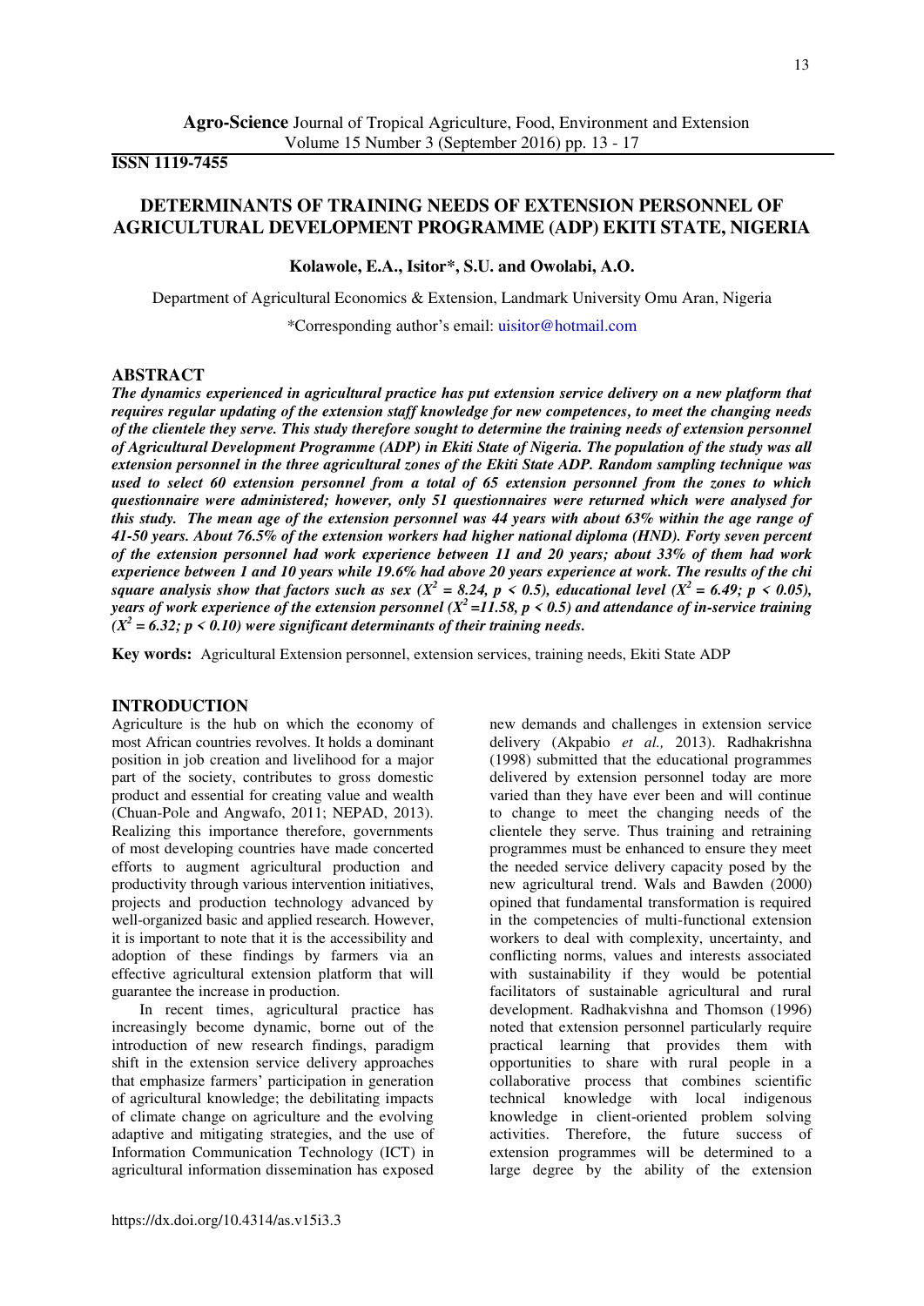**Agro-Science** Journal of Tropical Agriculture, Food, Environment and Extension
Volume 15 Number 3 (September 2016) pp. 13 - 17

**ISSN 1119-7455**

# DETERMINANTS OF TRAINING NEEDS OF EXTENSION PERSONNEL OF AGRICULTURAL DEVELOPMENT PROGRAMME (ADP) EKITI STATE, NIGERIA

**Kolawole, E.A., Isitor*, S.U. and Owolabi, A.O.**

Department of Agricultural Economics & Extension, Landmark University Omu Aran, Nigeria

*Corresponding author's email: uisitor@hotmail.com

## ABSTRACT

***The dynamics experienced in agricultural practice has put extension service delivery on a new platform that requires regular updating of the extension staff knowledge for new competences, to meet the changing needs of the clientele they serve. This study therefore sought to determine the training needs of extension personnel of Agricultural Development Programme (ADP) in Ekiti State of Nigeria. The population of the study was all extension personnel in the three agricultural zones of the Ekiti State ADP. Random sampling technique was used to select 60 extension personnel from a total of 65 extension personnel from the zones to which questionnaire were administered; however, only 51 questionnaires were returned which were analysed for this study. The mean age of the extension personnel was 44 years with about 63% within the age range of 41-50 years. About 76.5% of the extension workers had higher national diploma (HND). Forty seven percent of the extension personnel had work experience between 11 and 20 years; about 33% of them had work experience between 1 and 10 years while 19.6% had above 20 years experience at work. The results of the chi square analysis show that factors such as sex ($X^2 = 8.24$, $p < 0.5$), educational level ($X^2 = 6.49$; $p < 0.05$), years of work experience of the extension personnel ($X^2 = 11.58$, $p < 0.5$) and attendance of in-service training ($X^2 = 6.32$; $p < 0.10$) were significant determinants of their training needs.***

**Key words:** Agricultural Extension personnel, extension services, training needs, Ekiti State ADP

## INTRODUCTION

Agriculture is the hub on which the economy of most African countries revolves. It holds a dominant position in job creation and livelihood for a major part of the society, contributes to gross domestic product and essential for creating value and wealth (Chuan-Pole and Angwafo, 2011; NEPAD, 2013). Realizing this importance therefore, governments of most developing countries have made concerted efforts to augment agricultural production and productivity through various intervention initiatives, projects and production technology advanced by well-organized basic and applied research. However, it is important to note that it is the accessibility and adoption of these findings by farmers via an effective agricultural extension platform that will guarantee the increase in production.

In recent times, agricultural practice has increasingly become dynamic, borne out of the introduction of new research findings, paradigm shift in the extension service delivery approaches that emphasize farmers' participation in generation of agricultural knowledge; the debilitating impacts of climate change on agriculture and the evolving adaptive and mitigating strategies, and the use of Information Communication Technology (ICT) in agricultural information dissemination has exposed new demands and challenges in extension service delivery (Akpabio *et al.,* 2013). Radhakrishna (1998) submitted that the educational programmes delivered by extension personnel today are more varied than they have ever been and will continue to change to meet the changing needs of the clientele they serve. Thus training and retraining programmes must be enhanced to ensure they meet the needed service delivery capacity posed by the new agricultural trend. Wals and Bawden (2000) opined that fundamental transformation is required in the competencies of multi-functional extension workers to deal with complexity, uncertainty, and conflicting norms, values and interests associated with sustainability if they would be potential facilitators of sustainable agricultural and rural development. Radhakvishna and Thomson (1996) noted that extension personnel particularly require practical learning that provides them with opportunities to share with rural people in a collaborative process that combines scientific technical knowledge with local indigenous knowledge in client-oriented problem solving activities. Therefore, the future success of extension programmes will be determined to a large degree by the ability of the extension

https://dx.doi.org/10.4314/as.v15i3.3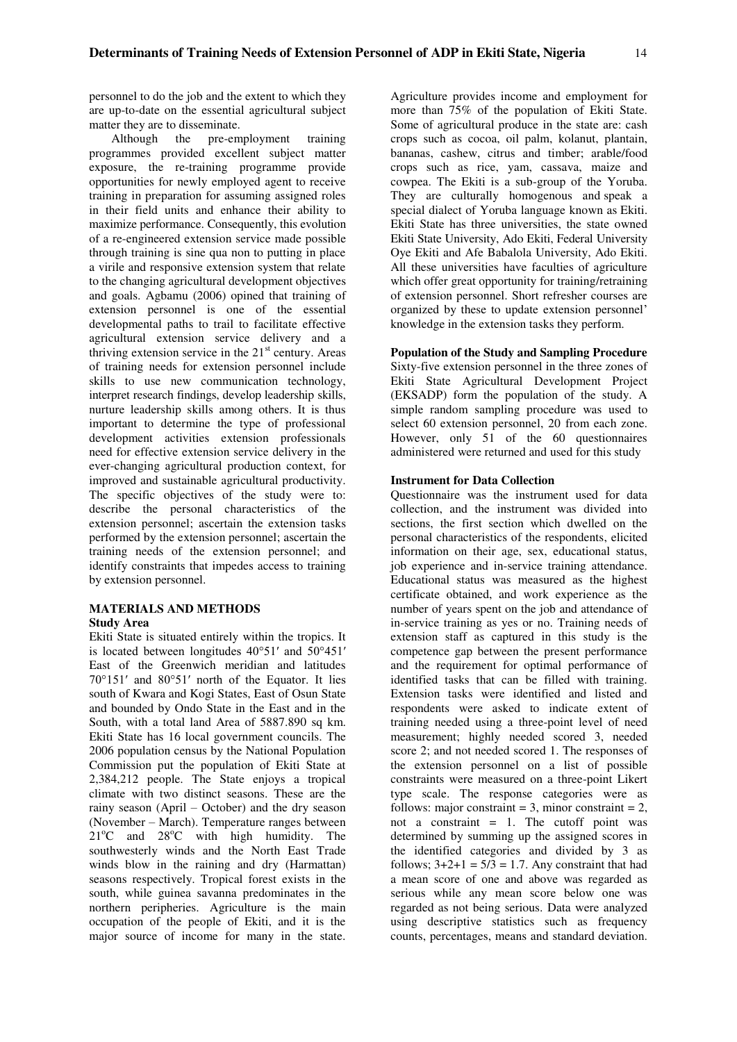personnel to do the job and the extent to which they are up-to-date on the essential agricultural subject matter they are to disseminate.

Although the pre-employment training programmes provided excellent subject matter exposure, the re-training programme provide opportunities for newly employed agent to receive training in preparation for assuming assigned roles in their field units and enhance their ability to maximize performance. Consequently, this evolution of a re-engineered extension service made possible through training is sine qua non to putting in place a virile and responsive extension system that relate to the changing agricultural development objectives and goals. Agbamu (2006) opined that training of extension personnel is one of the essential developmental paths to trail to facilitate effective agricultural extension service delivery and a thriving extension service in the 21st century. Areas of training needs for extension personnel include skills to use new communication technology, interpret research findings, develop leadership skills, nurture leadership skills among others. It is thus important to determine the type of professional development activities extension professionals need for effective extension service delivery in the ever-changing agricultural production context, for improved and sustainable agricultural productivity. The specific objectives of the study were to: describe the personal characteristics of the extension personnel; ascertain the extension tasks performed by the extension personnel; ascertain the training needs of the extension personnel; and identify constraints that impedes access to training by extension personnel.

## MATERIALS AND METHODS

### Study Area

Ekiti State is situated entirely within the tropics. It is located between longitudes 40°51′ and 50°451′ East of the Greenwich meridian and latitudes 70°151′ and 80°51′ north of the Equator. It lies south of Kwara and Kogi States, East of Osun State and bounded by Ondo State in the East and in the South, with a total land Area of 5887.890 sq km. Ekiti State has 16 local government councils. The 2006 population census by the National Population Commission put the population of Ekiti State at 2,384,212 people. The State enjoys a tropical climate with two distinct seasons. These are the rainy season (April – October) and the dry season (November – March). Temperature ranges between 21°C and 28°C with high humidity. The southwesterly winds and the North East Trade winds blow in the raining and dry (Harmattan) seasons respectively. Tropical forest exists in the south, while guinea savanna predominates in the northern peripheries. Agriculture is the main occupation of the people of Ekiti, and it is the major source of income for many in the state. Agriculture provides income and employment for more than 75% of the population of Ekiti State. Some of agricultural produce in the state are: cash crops such as cocoa, oil palm, kolanut, plantain, bananas, cashew, citrus and timber; arable/food crops such as rice, yam, cassava, maize and cowpea. The Ekiti is a sub-group of the Yoruba. They are culturally homogenous and speak a special dialect of Yoruba language known as Ekiti. Ekiti State has three universities, the state owned Ekiti State University, Ado Ekiti, Federal University Oye Ekiti and Afe Babalola University, Ado Ekiti. All these universities have faculties of agriculture which offer great opportunity for training/retraining of extension personnel. Short refresher courses are organized by these to update extension personnel' knowledge in the extension tasks they perform.

### Population of the Study and Sampling Procedure

Sixty-five extension personnel in the three zones of Ekiti State Agricultural Development Project (EKSADP) form the population of the study. A simple random sampling procedure was used to select 60 extension personnel, 20 from each zone. However, only 51 of the 60 questionnaires administered were returned and used for this study

### Instrument for Data Collection

Questionnaire was the instrument used for data collection, and the instrument was divided into sections, the first section which dwelled on the personal characteristics of the respondents, elicited information on their age, sex, educational status, job experience and in-service training attendance. Educational status was measured as the highest certificate obtained, and work experience as the number of years spent on the job and attendance of in-service training as yes or no. Training needs of extension staff as captured in this study is the competence gap between the present performance and the requirement for optimal performance of identified tasks that can be filled with training. Extension tasks were identified and listed and respondents were asked to indicate extent of training needed using a three-point level of need measurement; highly needed scored 3, needed score 2; and not needed scored 1. The responses of the extension personnel on a list of possible constraints were measured on a three-point Likert type scale. The response categories were as follows: major constraint = 3, minor constraint = 2, not a constraint = 1. The cutoff point was determined by summing up the assigned scores in the identified categories and divided by 3 as follows; $3+2+1 = 5/3 = 1.7$. Any constraint that had a mean score of one and above was regarded as serious while any mean score below one was regarded as not being serious. Data were analyzed using descriptive statistics such as frequency counts, percentages, means and standard deviation.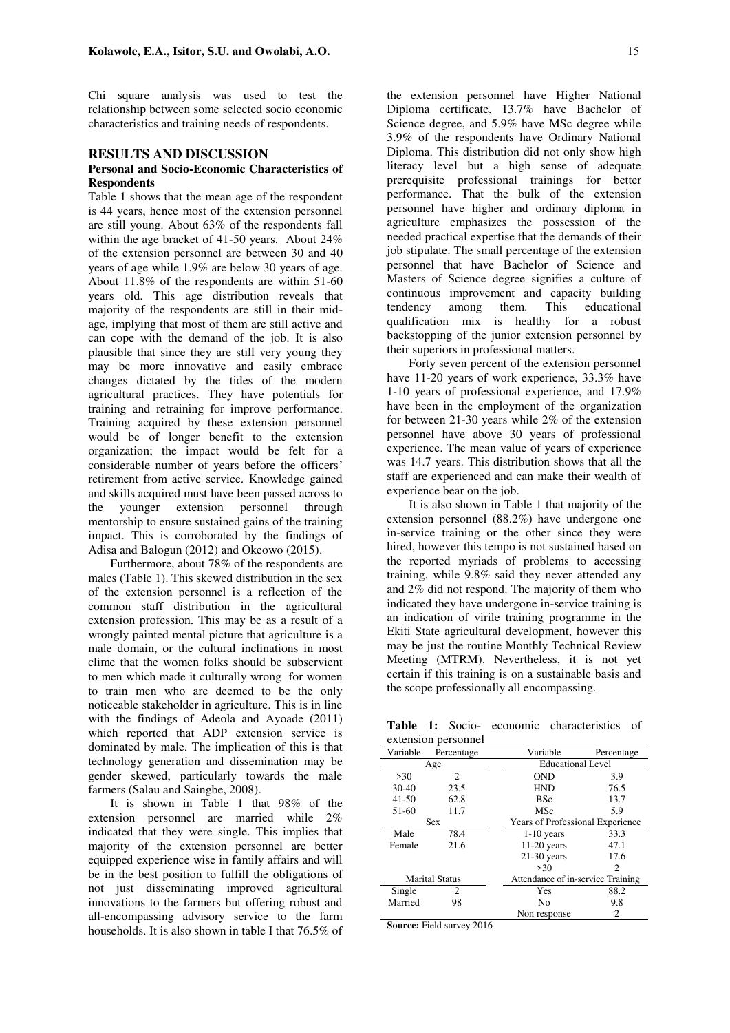Chi square analysis was used to test the relationship between some selected socio economic characteristics and training needs of respondents.

## RESULTS AND DISCUSSION

### Personal and Socio-Economic Characteristics of Respondents

Table 1 shows that the mean age of the respondent is 44 years, hence most of the extension personnel are still young. About 63% of the respondents fall within the age bracket of 41-50 years. About 24% of the extension personnel are between 30 and 40 years of age while 1.9% are below 30 years of age. About 11.8% of the respondents are within 51-60 years old. This age distribution reveals that majority of the respondents are still in their mid-age, implying that most of them are still active and can cope with the demand of the job. It is also plausible that since they are still very young they may be more innovative and easily embrace changes dictated by the tides of the modern agricultural practices. They have potentials for training and retraining for improve performance. Training acquired by these extension personnel would be of longer benefit to the extension organization; the impact would be felt for a considerable number of years before the officers' retirement from active service. Knowledge gained and skills acquired must have been passed across to the younger extension personnel through mentorship to ensure sustained gains of the training impact. This is corroborated by the findings of Adisa and Balogun (2012) and Okeowo (2015).

Furthermore, about 78% of the respondents are males (Table 1). This skewed distribution in the sex of the extension personnel is a reflection of the common staff distribution in the agricultural extension profession. This may be as a result of a wrongly painted mental picture that agriculture is a male domain, or the cultural inclinations in most clime that the women folks should be subservient to men which made it culturally wrong for women to train men who are deemed to be the only noticeable stakeholder in agriculture. This is in line with the findings of Adeola and Ayoade (2011) which reported that ADP extension service is dominated by male. The implication of this is that technology generation and dissemination may be gender skewed, particularly towards the male farmers (Salau and Saingbe, 2008).

It is shown in Table 1 that 98% of the extension personnel are married while 2% indicated that they were single. This implies that majority of the extension personnel are better equipped experience wise in family affairs and will be in the best position to fulfill the obligations of not just disseminating improved agricultural innovations to the farmers but offering robust and all-encompassing advisory service to the farm households. It is also shown in table I that 76.5% of the extension personnel have Higher National Diploma certificate, 13.7% have Bachelor of Science degree, and 5.9% have MSc degree while 3.9% of the respondents have Ordinary National Diploma. This distribution did not only show high literacy level but a high sense of adequate prerequisite professional trainings for better performance. That the bulk of the extension personnel have higher and ordinary diploma in agriculture emphasizes the possession of the needed practical expertise that the demands of their job stipulate. The small percentage of the extension personnel that have Bachelor of Science and Masters of Science degree signifies a culture of continuous improvement and capacity building tendency among them. This educational qualification mix is healthy for a robust backstopping of the junior extension personnel by their superiors in professional matters.

Forty seven percent of the extension personnel have 11-20 years of work experience, 33.3% have 1-10 years of professional experience, and 17.9% have been in the employment of the organization for between 21-30 years while 2% of the extension personnel have above 30 years of professional experience. The mean value of years of experience was 14.7 years. This distribution shows that all the staff are experienced and can make their wealth of experience bear on the job.

It is also shown in Table 1 that majority of the extension personnel (88.2%) have undergone one in-service training or the other since they were hired, however this tempo is not sustained based on the reported myriads of problems to accessing training. while 9.8% said they never attended any and 2% did not respond. The majority of them who indicated they have undergone in-service training is an indication of virile training programme in the Ekiti State agricultural development, however this may be just the routine Monthly Technical Review Meeting (MTRM). Nevertheless, it is not yet certain if this training is on a sustainable basis and the scope professionally all encompassing.

**Table 1:** Socio- economic characteristics of extension personnel

| Variable | Percentage | Variable | Percentage |
|---|---|---|---|
| Age | | Educational Level | |
| >30 | 2 | OND | 3.9 |
| 30-40 | 23.5 | HND | 76.5 |
| 41-50 | 62.8 | BSc | 13.7 |
| 51-60 | 11.7 | MSc | 5.9 |
| Sex | | Years of Professional Experience | |
| Male | 78.4 | 1-10 years | 33.3 |
| Female | 21.6 | 11-20 years | 47.1 |
| | | 21-30 years | 17.6 |
| | | >30 | 2 |
| Marital Status | | Attendance of in-service Training | |
| Single | 2 | Yes | 88.2 |
| Married | 98 | No | 9.8 |
| | | Non response | 2 |

**Source:** Field survey 2016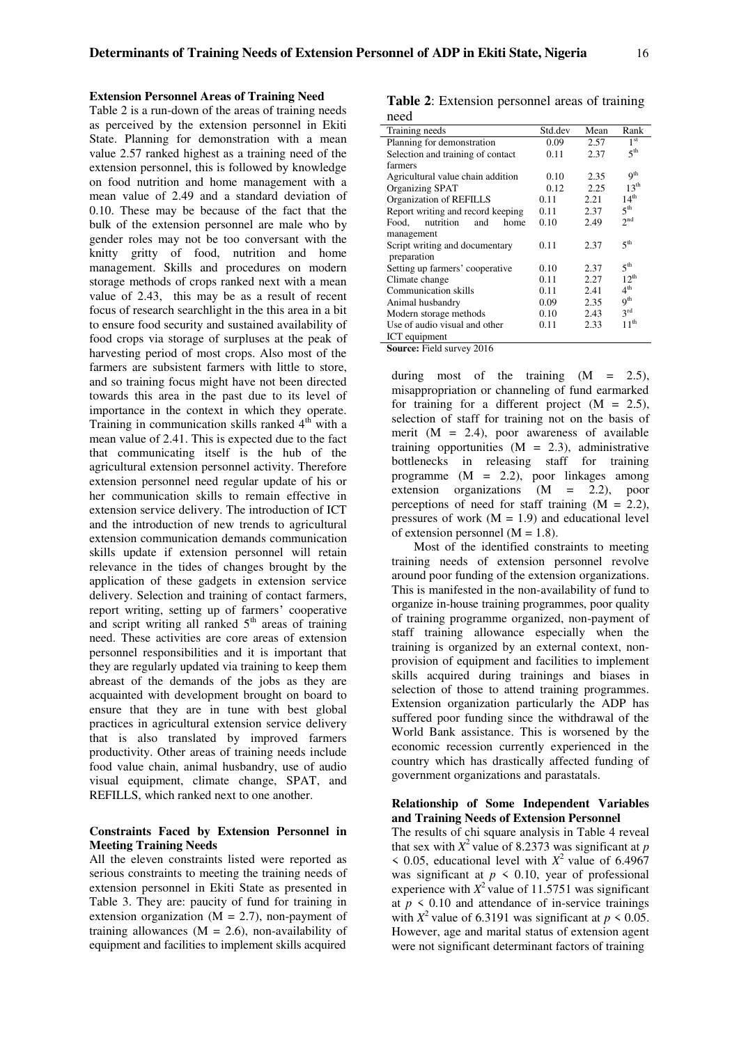### Extension Personnel Areas of Training Need

Table 2 is a run-down of the areas of training needs as perceived by the extension personnel in Ekiti State. Planning for demonstration with a mean value 2.57 ranked highest as a training need of the extension personnel, this is followed by knowledge on food nutrition and home management with a mean value of 2.49 and a standard deviation of 0.10. These may be because of the fact that the bulk of the extension personnel are male who by gender roles may not be too conversant with the knitty gritty of food, nutrition and home management. Skills and procedures on modern storage methods of crops ranked next with a mean value of 2.43, this may be as a result of recent focus of research searchlight in the this area in a bit to ensure food security and sustained availability of food crops via storage of surpluses at the peak of harvesting period of most crops. Also most of the farmers are subsistent farmers with little to store, and so training focus might have not been directed towards this area in the past due to its level of importance in the context in which they operate. Training in communication skills ranked 4th with a mean value of 2.41. This is expected due to the fact that communicating itself is the hub of the agricultural extension personnel activity. Therefore extension personnel need regular update of his or her communication skills to remain effective in extension service delivery. The introduction of ICT and the introduction of new trends to agricultural extension communication demands communication skills update if extension personnel will retain relevance in the tides of changes brought by the application of these gadgets in extension service delivery. Selection and training of contact farmers, report writing, setting up of farmers' cooperative and script writing all ranked 5th areas of training need. These activities are core areas of extension personnel responsibilities and it is important that they are regularly updated via training to keep them abreast of the demands of the jobs as they are acquainted with development brought on board to ensure that they are in tune with best global practices in agricultural extension service delivery that is also translated by improved farmers productivity. Other areas of training needs include food value chain, animal husbandry, use of audio visual equipment, climate change, SPAT, and REFILLS, which ranked next to one another.

**Table 2**: Extension personnel areas of training need

| Training needs | Std.dev | Mean | Rank |
|---|---|---|---|
| Planning for demonstration | 0.09 | 2.57 | 1st |
| Selection and training of contact farmers | 0.11 | 2.37 | 5th |
| Agricultural value chain addition | 0.10 | 2.35 | 9th |
| Organizing SPAT | 0.12 | 2.25 | 13th |
| Organization of REFILLS | 0.11 | 2.21 | 14th |
| Report writing and record keeping | 0.11 | 2.37 | 5th |
| Food, nutrition and home management | 0.10 | 2.49 | 2nd |
| Script writing and documentary preparation | 0.11 | 2.37 | 5th |
| Setting up farmers' cooperative | 0.10 | 2.37 | 5th |
| Climate change | 0.11 | 2.27 | 12th |
| Communication skills | 0.11 | 2.41 | 4th |
| Animal husbandry | 0.09 | 2.35 | 9th |
| Modern storage methods | 0.10 | 2.43 | 3rd |
| Use of audio visual and other ICT equipment | 0.11 | 2.33 | 11th |

**Source:** Field survey 2016

### Constraints Faced by Extension Personnel in Meeting Training Needs

All the eleven constraints listed were reported as serious constraints to meeting the training needs of extension personnel in Ekiti State as presented in Table 3. They are: paucity of fund for training in extension organization (M = 2.7), non-payment of training allowances (M = 2.6), non-availability of equipment and facilities to implement skills acquired during most of the training (M = 2.5), misappropriation or channeling of fund earmarked for training for a different project (M = 2.5), selection of staff for training not on the basis of merit (M = 2.4), poor awareness of available training opportunities (M = 2.3), administrative bottlenecks in releasing staff for training programme (M = 2.2), poor linkages among extension organizations (M = 2.2), poor perceptions of need for staff training (M = 2.2), pressures of work (M = 1.9) and educational level of extension personnel (M = 1.8).

Most of the identified constraints to meeting training needs of extension personnel revolve around poor funding of the extension organizations. This is manifested in the non-availability of fund to organize in-house training programmes, poor quality of training programme organized, non-payment of staff training allowance especially when the training is organized by an external context, non-provision of equipment and facilities to implement skills acquired during trainings and biases in selection of those to attend training programmes. Extension organization particularly the ADP has suffered poor funding since the withdrawal of the World Bank assistance. This is worsened by the economic recession currently experienced in the country which has drastically affected funding of government organizations and parastatals.

### Relationship of Some Independent Variables and Training Needs of Extension Personnel

The results of chi square analysis in Table 4 reveal that sex with $X^2$ value of 8.2373 was significant at $p < 0.05$, educational level with $X^2$ value of 6.4967 was significant at $p < 0.10$, year of professional experience with $X^2$ value of 11.5751 was significant at $p < 0.10$ and attendance of in-service trainings with $X^2$ value of 6.3191 was significant at $p < 0.05$. However, age and marital status of extension agent were not significant determinant factors of training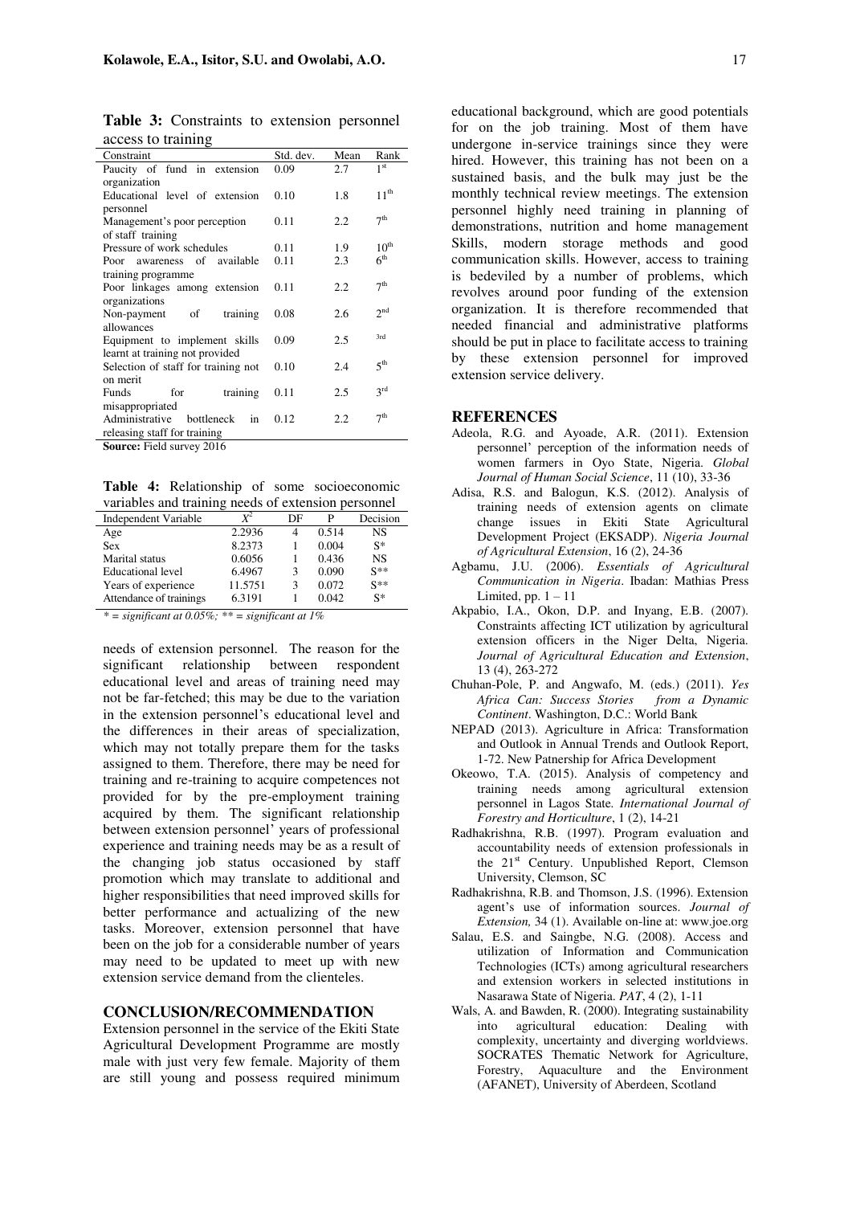**Table 3:** Constraints to extension personnel access to training

| Constraint | Std. dev. | Mean | Rank |
|---|---|---|---|
| Paucity of fund in extension organization | 0.09 | 2.7 | 1st |
| Educational level of extension personnel | 0.10 | 1.8 | 11th |
| Management's poor perception of staff training | 0.11 | 2.2 | 7th |
| Pressure of work schedules | 0.11 | 1.9 | 10th |
| Poor awareness of available training programme | 0.11 | 2.3 | 6th |
| Poor linkages among extension organizations | 0.11 | 2.2 | 7th |
| Non-payment of training allowances | 0.08 | 2.6 | 2nd |
| Equipment to implement skills learnt at training not provided | 0.09 | 2.5 | 3rd |
| Selection of staff for training not on merit | 0.10 | 2.4 | 5th |
| Funds for training misappropriated | 0.11 | 2.5 | 3rd |
| Administrative bottleneck in releasing staff for training | 0.12 | 2.2 | 7th |

**Source:** Field survey 2016

**Table 4:** Relationship of some socioeconomic variables and training needs of extension personnel

| Independent Variable | $X^2$ | DF | P | Decision |
|---|---|---|---|---|
| Age | 2.2936 | 4 | 0.514 | NS |
| Sex | 8.2373 | 1 | 0.004 | S* |
| Marital status | 0.6056 | 1 | 0.436 | NS |
| Educational level | 6.4967 | 3 | 0.090 | S** |
| Years of experience | 11.5751 | 3 | 0.072 | S** |
| Attendance of trainings | 6.3191 | 1 | 0.042 | S* |

*\* = significant at 0.05%; \*\* = significant at 1%*

needs of extension personnel. The reason for the significant relationship between respondent educational level and areas of training need may not be far-fetched; this may be due to the variation in the extension personnel's educational level and the differences in their areas of specialization, which may not totally prepare them for the tasks assigned to them. Therefore, there may be need for training and re-training to acquire competences not provided for by the pre-employment training acquired by them. The significant relationship between extension personnel' years of professional experience and training needs may be as a result of the changing job status occasioned by staff promotion which may translate to additional and higher responsibilities that need improved skills for better performance and actualizing of the new tasks. Moreover, extension personnel that have been on the job for a considerable number of years may need to be updated to meet up with new extension service demand from the clienteles.

## CONCLUSION/RECOMMENDATION

Extension personnel in the service of the Ekiti State Agricultural Development Programme are mostly male with just very few female. Majority of them are still young and possess required minimum educational background, which are good potentials for on the job training. Most of them have undergone in-service trainings since they were hired. However, this training has not been on a sustained basis, and the bulk may just be the monthly technical review meetings. The extension personnel highly need training in planning of demonstrations, nutrition and home management Skills, modern storage methods and good communication skills. However, access to training is bedeviled by a number of problems, which revolves around poor funding of the extension organization. It is therefore recommended that needed financial and administrative platforms should be put in place to facilitate access to training by these extension personnel for improved extension service delivery.

## REFERENCES

Adeola, R.G. and Ayoade, A.R. (2011). Extension personnel' perception of the information needs of women farmers in Oyo State, Nigeria. *Global Journal of Human Social Science*, 11 (10), 33-36

Adisa, R.S. and Balogun, K.S. (2012). Analysis of training needs of extension agents on climate change issues in Ekiti State Agricultural Development Project (EKSADP). *Nigeria Journal of Agricultural Extension*, 16 (2), 24-36

Agbamu, J.U. (2006). *Essentials of Agricultural Communication in Nigeria*. Ibadan: Mathias Press Limited, pp. 1 – 11

Akpabio, I.A., Okon, D.P. and Inyang, E.B. (2007). Constraints affecting ICT utilization by agricultural extension officers in the Niger Delta, Nigeria. *Journal of Agricultural Education and Extension*, 13 (4), 263-272

Chuhan-Pole, P. and Angwafo, M. (eds.) (2011). *Yes Africa Can: Success Stories from a Dynamic Continent*. Washington, D.C.: World Bank

NEPAD (2013). Agriculture in Africa: Transformation and Outlook in Annual Trends and Outlook Report, 1-72. New Patnership for Africa Development

Okeowo, T.A. (2015). Analysis of competency and training needs among agricultural extension personnel in Lagos State. *International Journal of Forestry and Horticulture*, 1 (2), 14-21

Radhakrishna, R.B. (1997). Program evaluation and accountability needs of extension professionals in the 21st Century. Unpublished Report, Clemson University, Clemson, SC

Radhakrishna, R.B. and Thomson, J.S. (1996). Extension agent's use of information sources. *Journal of Extension,* 34 (1). Available on-line at: www.joe.org

Salau, E.S. and Saingbe, N.G. (2008). Access and utilization of Information and Communication Technologies (ICTs) among agricultural researchers and extension workers in selected institutions in Nasarawa State of Nigeria. *PAT*, 4 (2), 1-11

Wals, A. and Bawden, R. (2000). Integrating sustainability into agricultural education: Dealing with complexity, uncertainty and diverging worldviews. SOCRATES Thematic Network for Agriculture, Forestry, Aquaculture and the Environment (AFANET), University of Aberdeen, Scotland